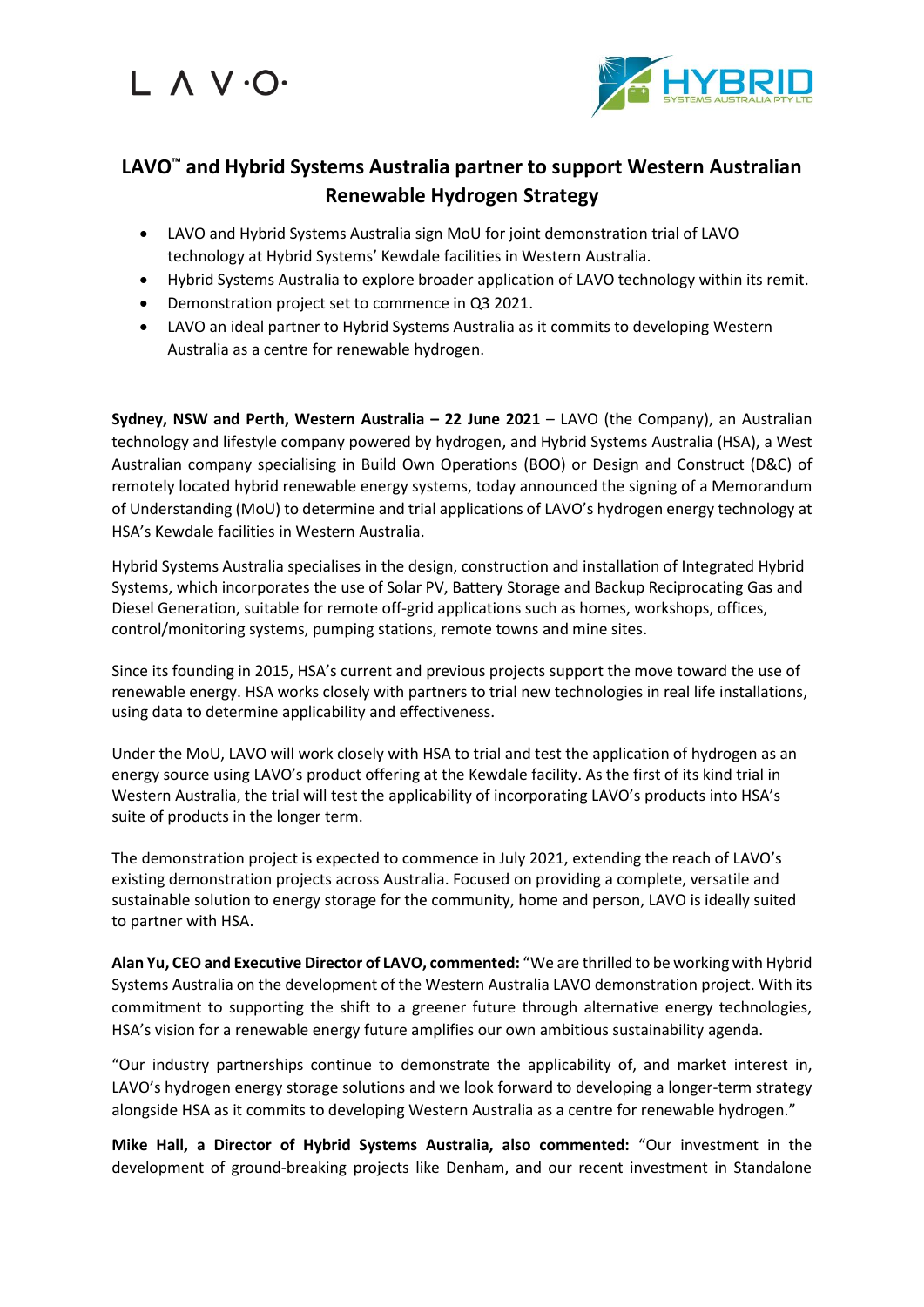# LAVO™ and Hybrid Systems Australia partner to support Western Australian Renewable Hydrogen Strategy

- LAVO and Hybrid Systems Australia sign MoU for joint demonstration trial of LAVO technology at Hybrid Systems' Kewdale facilities in Western Australia.
- Hybrid Systems Australia to explore broader application of LAVO technology within its remit.
- Demonstration project set to commence in Q3 2021.
- LAVO an ideal partner to Hybrid Systems Australia as it commits to developing Western Australia as a centre for renewable hydrogen.

**Sydney, NSW and Perth, Western Australia – 22 June 2021** – LAVO (the Company), an Australian technology and lifestyle company powered by hydrogen, and Hybrid Systems Australia (HSA), a West Australian company specialising in Build Own Operations (BOO) or Design and Construct (D&C) of remotely located hybrid renewable energy systems, today announced the signing of a Memorandum of Understanding (MoU) to determine and trial applications of LAVO's hydrogen energy technology at HSA's Kewdale facilities in Western Australia.

Hybrid Systems Australia specialises in the design, construction and installation of Integrated Hybrid Systems, which incorporates the use of Solar PV, Battery Storage and Backup Reciprocating Gas and Diesel Generation, suitable for remote off-grid applications such as homes, workshops, offices, control/monitoring systems, pumping stations, remote towns and mine sites.

Since its founding in 2015, HSA's current and previous projects support the move toward the use of renewable energy. HSA works closely with partners to trial new technologies in real life installations, using data to determine applicability and effectiveness.

Under the MoU, LAVO will work closely with HSA to trial and test the application of hydrogen as an energy source using LAVO's product offering at the Kewdale facility. As the first of its kind trial in Western Australia, the trial will test the applicability of incorporating LAVO's products into HSA's suite of products in the longer term.

The demonstration project is expected to commence in July 2021, extending the reach of LAVO's existing demonstration projects across Australia. Focused on providing a complete, versatile and sustainable solution to energy storage for the community, home and person, LAVO is ideally suited to partner with HSA.

**Alan Yu, CEO and Executive Director of LAVO, commented:** "We are thrilled to be working with Hybrid Systems Australia on the development of the Western Australia LAVO demonstration project. With its commitment to supporting the shift to a greener future through alternative energy technologies, HSA's vision for a renewable energy future amplifies our own ambitious sustainability agenda.

"Our industry partnerships continue to demonstrate the applicability of, and market interest in, LAVO's hydrogen energy storage solutions and we look forward to developing a longer-term strategy alongside HSA as it commits to developing Western Australia as a centre for renewable hydrogen."

**Mike Hall, a Director of Hybrid Systems Australia, also commented:** "Our investment in the development of ground-breaking projects like Denham, and our recent investment in Standalone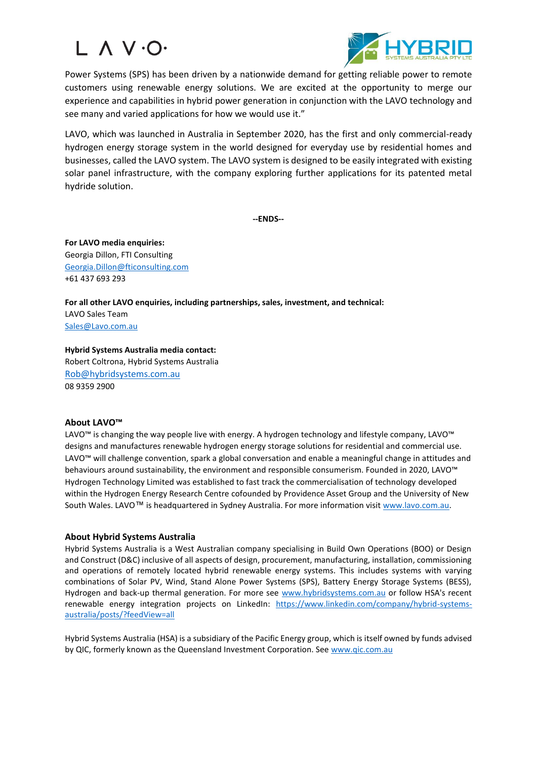Power Systems (SPS) has been driven by a nationwide demand for getting reliable power to remote customers using renewable energy solutions. We are excited at the opportunity to merge our experience and capabilities in hybrid power generation in conjunction with the LAVO technology and see many and varied applications for how we would use it."

LAVO, which was launched in Australia in September 2020, has the first and only commercial-ready hydrogen energy storage system in the world designed for everyday use by residential homes and businesses, called the LAVO system. The LAVO system is designed to be easily integrated with existing solar panel infrastructure, with the company exploring further applications for its patented metal hydride solution.

**--ENDS--**

**For LAVO media enquiries:**
Georgia Dillon, FTI Consulting
Georgia.Dillon@fticonsulting.com
+61 437 693 293

**For all other LAVO enquiries, including partnerships, sales, investment, and technical:**
LAVO Sales Team
Sales@Lavo.com.au

**Hybrid Systems Australia media contact:**
Robert Coltrona, Hybrid Systems Australia
Rob@hybridsystems.com.au
08 9359 2900

## About LAVO™

LAVO™ is changing the way people live with energy. A hydrogen technology and lifestyle company, LAVO™ designs and manufactures renewable hydrogen energy storage solutions for residential and commercial use. LAVO™ will challenge convention, spark a global conversation and enable a meaningful change in attitudes and behaviours around sustainability, the environment and responsible consumerism. Founded in 2020, LAVO™ Hydrogen Technology Limited was established to fast track the commercialisation of technology developed within the Hydrogen Energy Research Centre cofounded by Providence Asset Group and the University of New South Wales. LAVO™ is headquartered in Sydney Australia. For more information visit www.lavo.com.au.

## About Hybrid Systems Australia

Hybrid Systems Australia is a West Australian company specialising in Build Own Operations (BOO) or Design and Construct (D&C) inclusive of all aspects of design, procurement, manufacturing, installation, commissioning and operations of remotely located hybrid renewable energy systems. This includes systems with varying combinations of Solar PV, Wind, Stand Alone Power Systems (SPS), Battery Energy Storage Systems (BESS), Hydrogen and back-up thermal generation. For more see www.hybridsystems.com.au or follow HSA's recent renewable energy integration projects on LinkedIn: https://www.linkedin.com/company/hybrid-systems-australia/posts/?feedView=all

Hybrid Systems Australia (HSA) is a subsidiary of the Pacific Energy group, which is itself owned by funds advised by QIC, formerly known as the Queensland Investment Corporation. See www.qic.com.au